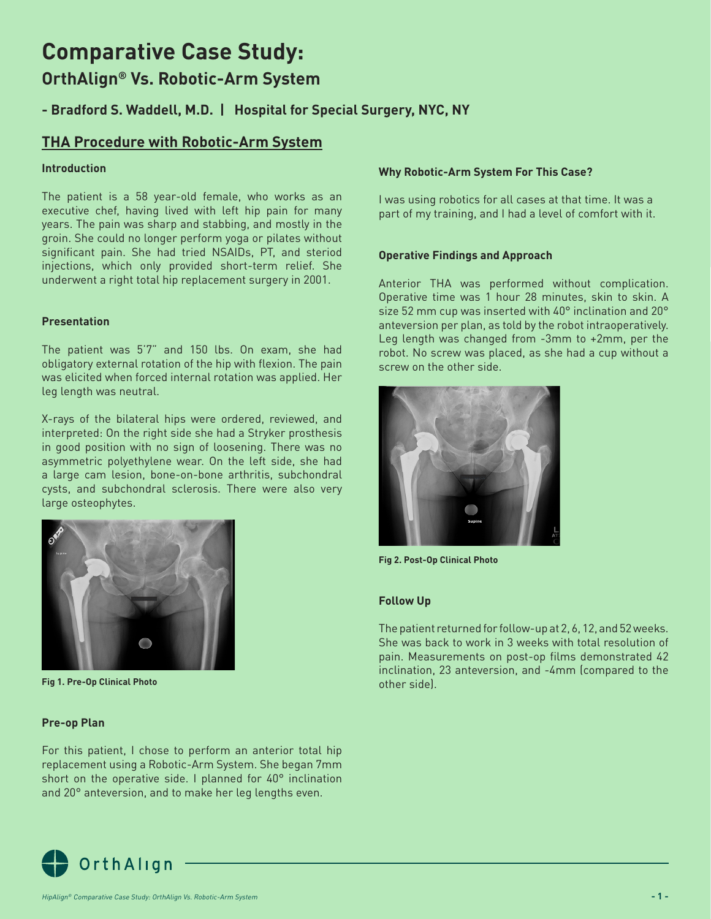# Comparative Case Study:

## OrthAlign® Vs. Robotic-Arm System

### - Bradford S. Waddell, M.D. | Hospital for Special Surgery, NYC, NY

## THA Procedure with Robotic-Arm System

### Introduction

The patient is a 58 year-old female, who works as an executive chef, having lived with left hip pain for many years. The pain was sharp and stabbing, and mostly in the groin. She could no longer perform yoga or pilates without significant pain. She had tried NSAIDs, PT, and steriod injections, which only provided short-term relief. She underwent a right total hip replacement surgery in 2001.

### Presentation

The patient was 5'7" and 150 lbs. On exam, she had obligatory external rotation of the hip with flexion. The pain was elicited when forced internal rotation was applied. Her leg length was neutral.

X-rays of the bilateral hips were ordered, reviewed, and interpreted: On the right side she had a Stryker prosthesis in good position with no sign of loosening. There was no asymmetric polyethylene wear. On the left side, she had a large cam lesion, bone-on-bone arthritis, subchondral cysts, and subchondral sclerosis. There were also very large osteophytes.

**Fig 1. Pre-Op Clinical Photo**

### Pre-op Plan

For this patient, I chose to perform an anterior total hip replacement using a Robotic-Arm System. She began 7mm short on the operative side. I planned for 40° inclination and 20° anteversion, and to make her leg lengths even.

### Why Robotic-Arm System For This Case?

I was using robotics for all cases at that time. It was a part of my training, and I had a level of comfort with it.

### Operative Findings and Approach

Anterior THA was performed without complication. Operative time was 1 hour 28 minutes, skin to skin. A size 52 mm cup was inserted with 40° inclination and 20° anteversion per plan, as told by the robot intraoperatively. Leg length was changed from -3mm to +2mm, per the robot. No screw was placed, as she had a cup without a screw on the other side.

**Fig 2. Post-Op Clinical Photo**

### Follow Up

The patient returned for follow-up at 2, 6, 12, and 52 weeks. She was back to work in 3 weeks with total resolution of pain. Measurements on post-op films demonstrated 42 inclination, 23 anteversion, and -4mm (compared to the other side).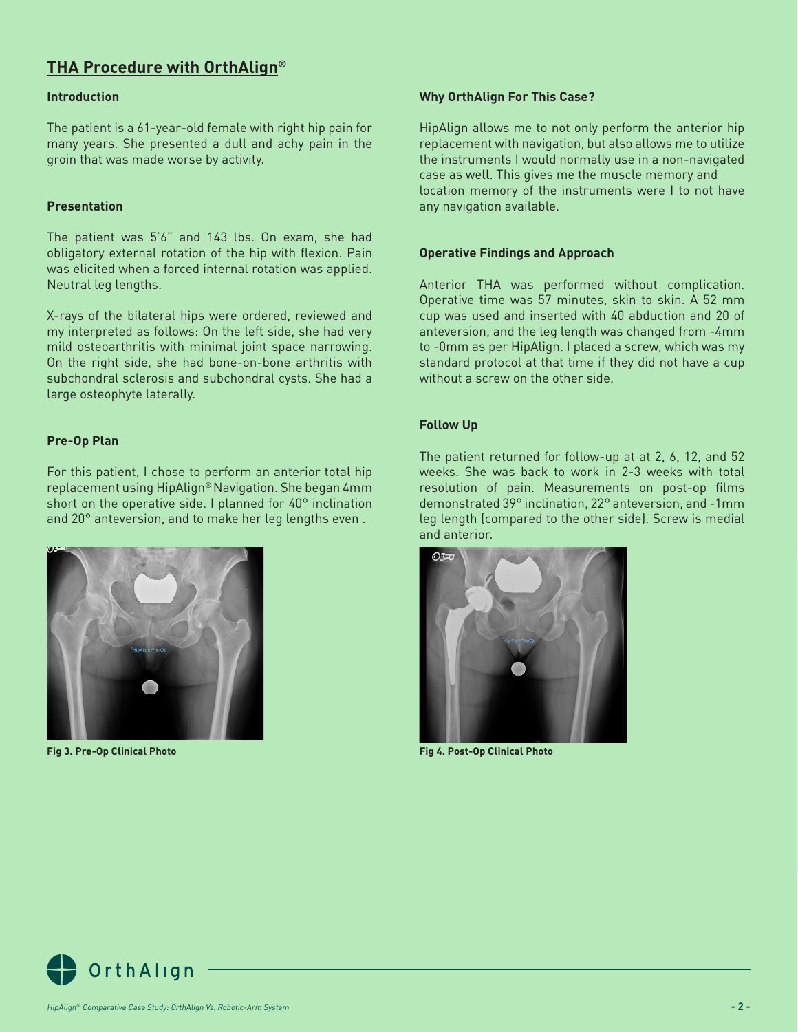## THA Procedure with OrthAlign®

### Introduction

The patient is a 61-year-old female with right hip pain for many years. She presented a dull and achy pain in the groin that was made worse by activity.

### Presentation

The patient was 5'6" and 143 lbs. On exam, she had obligatory external rotation of the hip with flexion. Pain was elicited when a forced internal rotation was applied. Neutral leg lengths.

X-rays of the bilateral hips were ordered, reviewed and my interpreted as follows: On the left side, she had very mild osteoarthritis with minimal joint space narrowing. On the right side, she had bone-on-bone arthritis with subchondral sclerosis and subchondral cysts. She had a large osteophyte laterally.

### Pre-Op Plan

For this patient, I chose to perform an anterior total hip replacement using HipAlign® Navigation. She began 4mm short on the operative side. I planned for 40° inclination and 20° anteversion, and to make her leg lengths even .

**Fig 3. Pre-Op Clinical Photo**

### Why OrthAlign For This Case?

HipAlign allows me to not only perform the anterior hip replacement with navigation, but also allows me to utilize the instruments I would normally use in a non-navigated case as well. This gives me the muscle memory and location memory of the instruments were I to not have any navigation available.

### Operative Findings and Approach

Anterior THA was performed without complication. Operative time was 57 minutes, skin to skin. A 52 mm cup was used and inserted with 40 abduction and 20 of anteversion, and the leg length was changed from -4mm to -0mm as per HipAlign. I placed a screw, which was my standard protocol at that time if they did not have a cup without a screw on the other side.

### Follow Up

The patient returned for follow-up at at 2, 6, 12, and 52 weeks. She was back to work in 2-3 weeks with total resolution of pain. Measurements on post-op films demonstrated 39° inclination, 22° anteversion, and -1mm leg length (compared to the other side). Screw is medial and anterior.

**Fig 4. Post-Op Clinical Photo**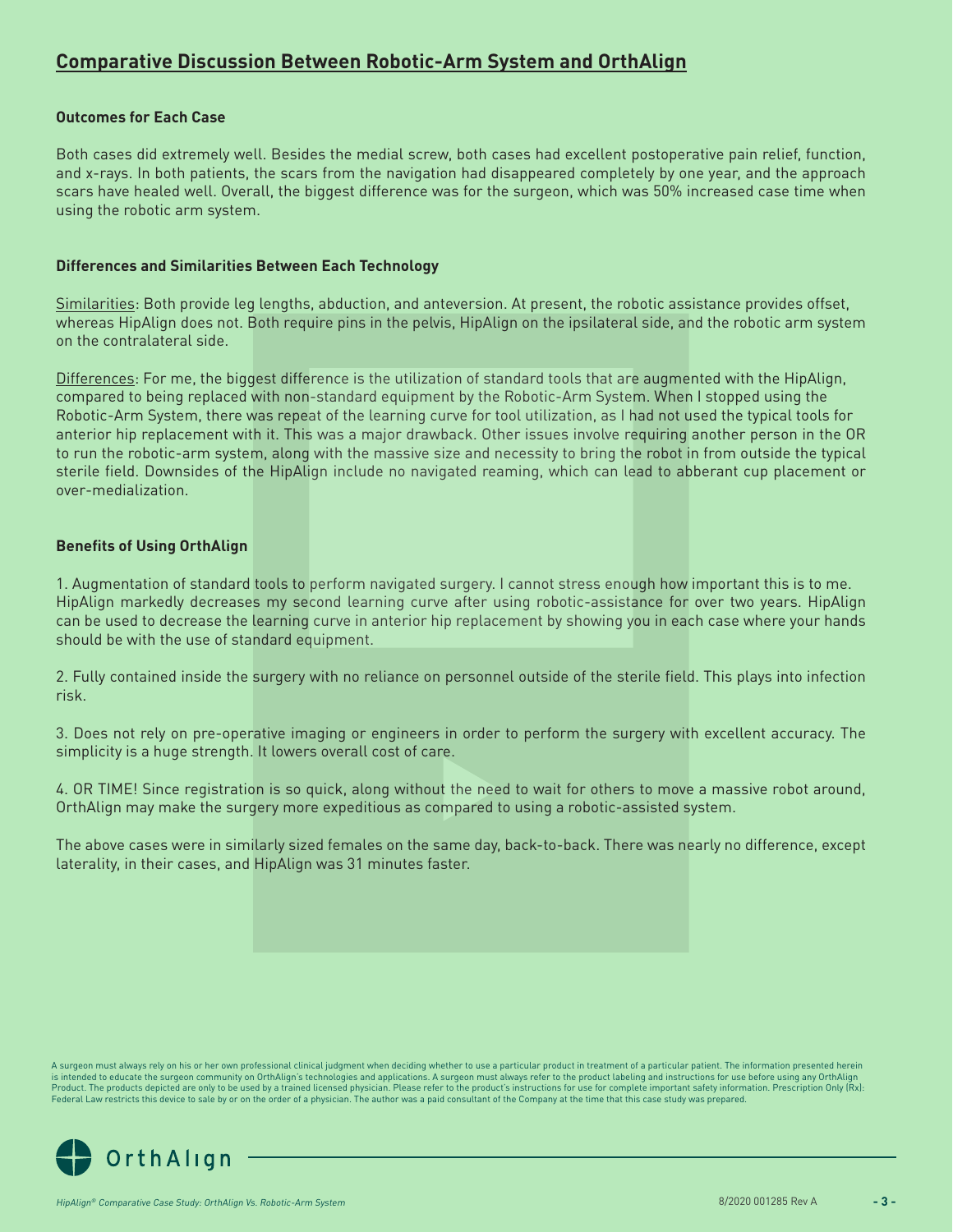## Comparative Discussion Between Robotic-Arm System and OrthAlign

### Outcomes for Each Case

Both cases did extremely well. Besides the medial screw, both cases had excellent postoperative pain relief, function, and x-rays. In both patients, the scars from the navigation had disappeared completely by one year, and the approach scars have healed well. Overall, the biggest difference was for the surgeon, which was 50% increased case time when using the robotic arm system.

### Differences and Similarities Between Each Technology

Similarities: Both provide leg lengths, abduction, and anteversion. At present, the robotic assistance provides offset, whereas HipAlign does not. Both require pins in the pelvis, HipAlign on the ipsilateral side, and the robotic arm system on the contralateral side.

Differences: For me, the biggest difference is the utilization of standard tools that are augmented with the HipAlign, compared to being replaced with non-standard equipment by the Robotic-Arm System. When I stopped using the Robotic-Arm System, there was repeat of the learning curve for tool utilization, as I had not used the typical tools for anterior hip replacement with it. This was a major drawback. Other issues involve requiring another person in the OR to run the robotic-arm system, along with the massive size and necessity to bring the robot in from outside the typical sterile field. Downsides of the HipAlign include no navigated reaming, which can lead to abberant cup placement or over-medialization.

### Benefits of Using OrthAlign

1. Augmentation of standard tools to perform navigated surgery. I cannot stress enough how important this is to me. HipAlign markedly decreases my second learning curve after using robotic-assistance for over two years. HipAlign can be used to decrease the learning curve in anterior hip replacement by showing you in each case where your hands should be with the use of standard equipment.

2. Fully contained inside the surgery with no reliance on personnel outside of the sterile field. This plays into infection risk.

3. Does not rely on pre-operative imaging or engineers in order to perform the surgery with excellent accuracy. The simplicity is a huge strength. It lowers overall cost of care.

4. OR TIME! Since registration is so quick, along without the need to wait for others to move a massive robot around, OrthAlign may make the surgery more expeditious as compared to using a robotic-assisted system.

The above cases were in similarly sized females on the same day, back-to-back. There was nearly no difference, except laterality, in their cases, and HipAlign was 31 minutes faster.

A surgeon must always rely on his or her own professional clinical judgment when deciding whether to use a particular product in treatment of a particular patient. The information presented herein is intended to educate the surgeon community on OrthAlign's technologies and applications. A surgeon must always refer to the product labeling and instructions for use before using any OrthAlign Product. The products depicted are only to be used by a trained licensed physician. Please refer to the product's instructions for use for complete important safety information. Prescription Only (Rx): Federal Law restricts this device to sale by or on the order of a physician. The author was a paid consultant of the Company at the time that this case study was prepared.

OrthAlign

*HipAlign® Comparative Case Study: OrthAlign Vs. Robotic-Arm System*

8/2020 001285 Rev A